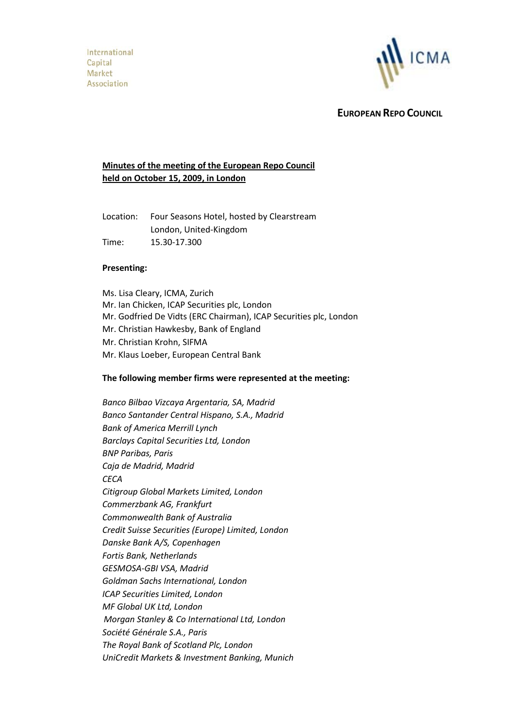International
Capital
Market
Association

ICMA

**EUROPEAN REPO COUNCIL**

**Minutes of the meeting of the European Repo Council held on October 15, 2009, in London**

Location: Four Seasons Hotel, hosted by Clearstream
London, United-Kingdom
Time: 15.30-17.300

**Presenting:**

Ms. Lisa Cleary, ICMA, Zurich
Mr. Ian Chicken, ICAP Securities plc, London
Mr. Godfried De Vidts (ERC Chairman), ICAP Securities plc, London
Mr. Christian Hawkesby, Bank of England
Mr. Christian Krohn, SIFMA
Mr. Klaus Loeber, European Central Bank

**The following member firms were represented at the meeting:**

*Banco Bilbao Vizcaya Argentaria, SA, Madrid*
*Banco Santander Central Hispano, S.A., Madrid*
*Bank of America Merrill Lynch*
*Barclays Capital Securities Ltd, London*
*BNP Paribas, Paris*
*Caja de Madrid, Madrid*
*CECA*
*Citigroup Global Markets Limited, London*
*Commerzbank AG, Frankfurt*
*Commonwealth Bank of Australia*
*Credit Suisse Securities (Europe) Limited, London*
*Danske Bank A/S, Copenhagen*
*Fortis Bank, Netherlands*
*GESMOSA-GBI VSA, Madrid*
*Goldman Sachs International, London*
*ICAP Securities Limited, London*
*MF Global UK Ltd, London*
*Morgan Stanley & Co International Ltd, London*
*Société Générale S.A., Paris*
*The Royal Bank of Scotland Plc, London*
*UniCredit Markets & Investment Banking, Munich*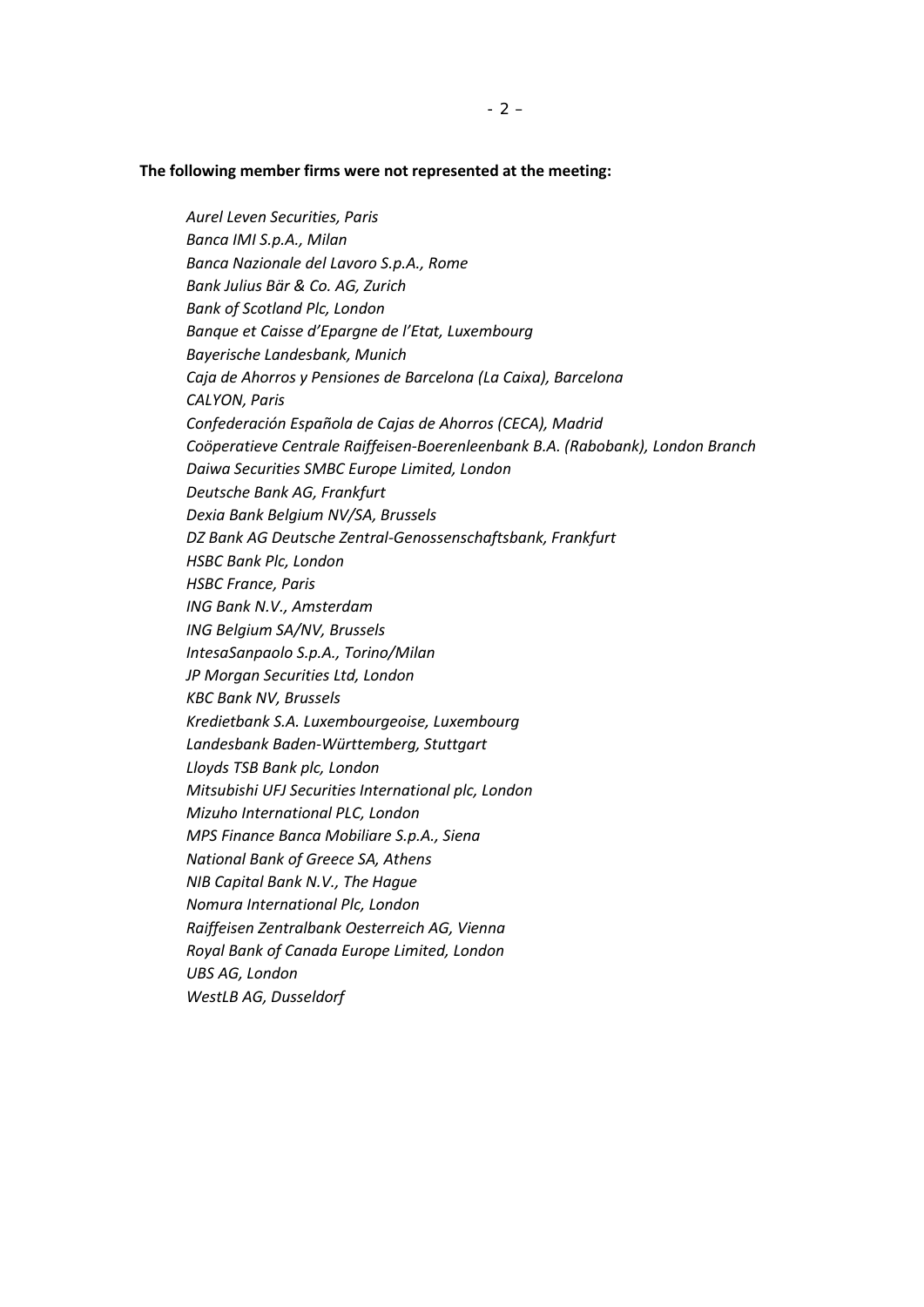**The following member firms were not represented at the meeting:**

*Aurel Leven Securities, Paris*
*Banca IMI S.p.A., Milan*
*Banca Nazionale del Lavoro S.p.A., Rome*
*Bank Julius Bär & Co. AG, Zurich*
*Bank of Scotland Plc, London*
*Banque et Caisse d'Epargne de l'Etat, Luxembourg*
*Bayerische Landesbank, Munich*
*Caja de Ahorros y Pensiones de Barcelona (La Caixa), Barcelona*
*CALYON, Paris*
*Confederación Española de Cajas de Ahorros (CECA), Madrid*
*Coöperatieve Centrale Raiffeisen-Boerenleenbank B.A. (Rabobank), London Branch*
*Daiwa Securities SMBC Europe Limited, London*
*Deutsche Bank AG, Frankfurt*
*Dexia Bank Belgium NV/SA, Brussels*
*DZ Bank AG Deutsche Zentral-Genossenschaftsbank, Frankfurt*
*HSBC Bank Plc, London*
*HSBC France, Paris*
*ING Bank N.V., Amsterdam*
*ING Belgium SA/NV, Brussels*
*IntesaSanpaolo S.p.A., Torino/Milan*
*JP Morgan Securities Ltd, London*
*KBC Bank NV, Brussels*
*Kredietbank S.A. Luxembourgeoise, Luxembourg*
*Landesbank Baden-Württemberg, Stuttgart*
*Lloyds TSB Bank plc, London*
*Mitsubishi UFJ Securities International plc, London*
*Mizuho International PLC, London*
*MPS Finance Banca Mobiliare S.p.A., Siena*
*National Bank of Greece SA, Athens*
*NIB Capital Bank N.V., The Hague*
*Nomura International Plc, London*
*Raiffeisen Zentralbank Oesterreich AG, Vienna*
*Royal Bank of Canada Europe Limited, London*
*UBS AG, London*
*WestLB AG, Dusseldorf*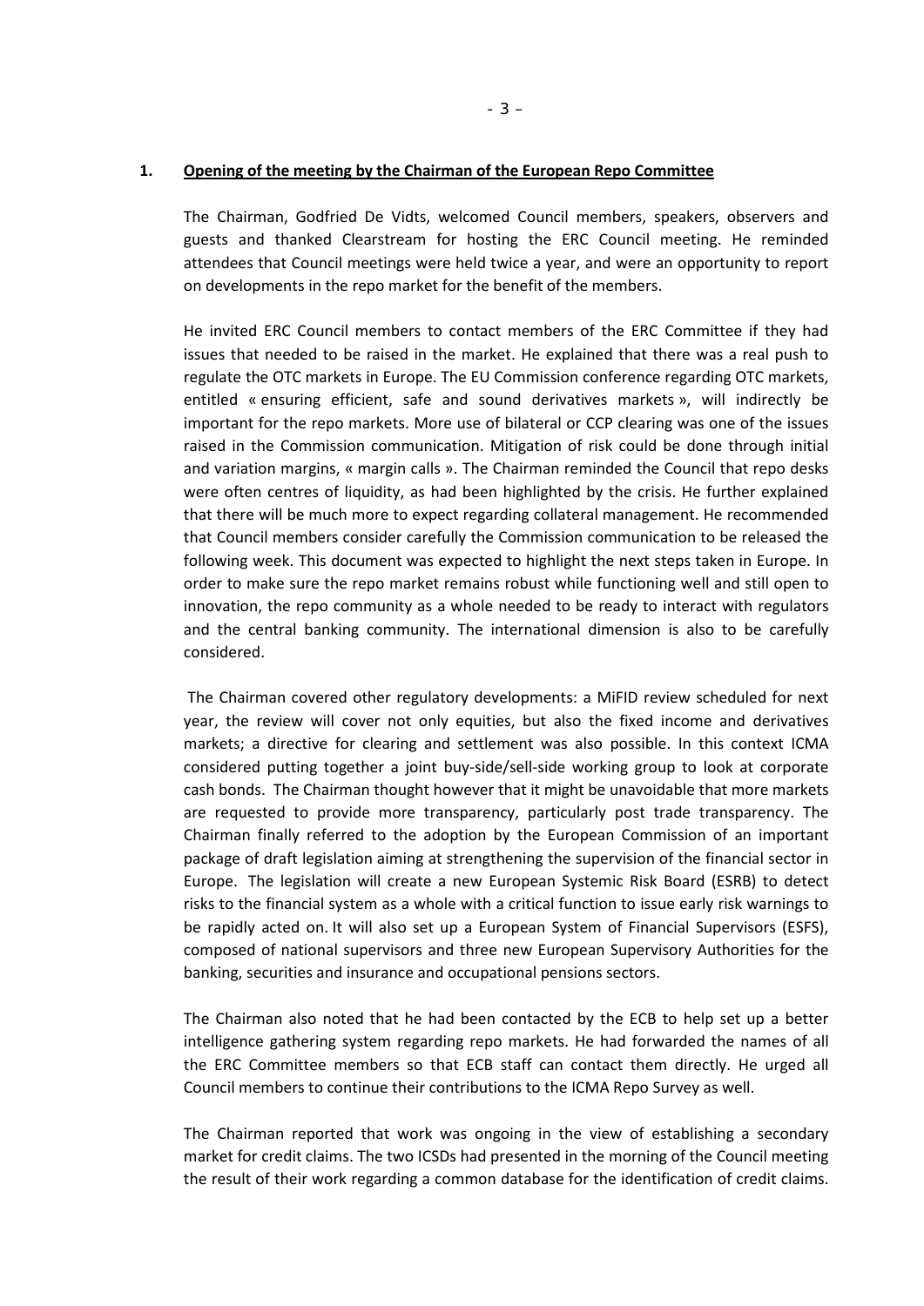**1. Opening of the meeting by the Chairman of the European Repo Committee**

The Chairman, Godfried De Vidts, welcomed Council members, speakers, observers and guests and thanked Clearstream for hosting the ERC Council meeting. He reminded attendees that Council meetings were held twice a year, and were an opportunity to report on developments in the repo market for the benefit of the members.

He invited ERC Council members to contact members of the ERC Committee if they had issues that needed to be raised in the market. He explained that there was a real push to regulate the OTC markets in Europe. The EU Commission conference regarding OTC markets, entitled « ensuring efficient, safe and sound derivatives markets », will indirectly be important for the repo markets. More use of bilateral or CCP clearing was one of the issues raised in the Commission communication. Mitigation of risk could be done through initial and variation margins, « margin calls ». The Chairman reminded the Council that repo desks were often centres of liquidity, as had been highlighted by the crisis. He further explained that there will be much more to expect regarding collateral management. He recommended that Council members consider carefully the Commission communication to be released the following week. This document was expected to highlight the next steps taken in Europe. In order to make sure the repo market remains robust while functioning well and still open to innovation, the repo community as a whole needed to be ready to interact with regulators and the central banking community. The international dimension is also to be carefully considered.

The Chairman covered other regulatory developments: a MiFID review scheduled for next year, the review will cover not only equities, but also the fixed income and derivatives markets; a directive for clearing and settlement was also possible. In this context ICMA considered putting together a joint buy-side/sell-side working group to look at corporate cash bonds. The Chairman thought however that it might be unavoidable that more markets are requested to provide more transparency, particularly post trade transparency. The Chairman finally referred to the adoption by the European Commission of an important package of draft legislation aiming at strengthening the supervision of the financial sector in Europe. The legislation will create a new European Systemic Risk Board (ESRB) to detect risks to the financial system as a whole with a critical function to issue early risk warnings to be rapidly acted on. It will also set up a European System of Financial Supervisors (ESFS), composed of national supervisors and three new European Supervisory Authorities for the banking, securities and insurance and occupational pensions sectors.

The Chairman also noted that he had been contacted by the ECB to help set up a better intelligence gathering system regarding repo markets. He had forwarded the names of all the ERC Committee members so that ECB staff can contact them directly. He urged all Council members to continue their contributions to the ICMA Repo Survey as well.

The Chairman reported that work was ongoing in the view of establishing a secondary market for credit claims. The two ICSDs had presented in the morning of the Council meeting the result of their work regarding a common database for the identification of credit claims.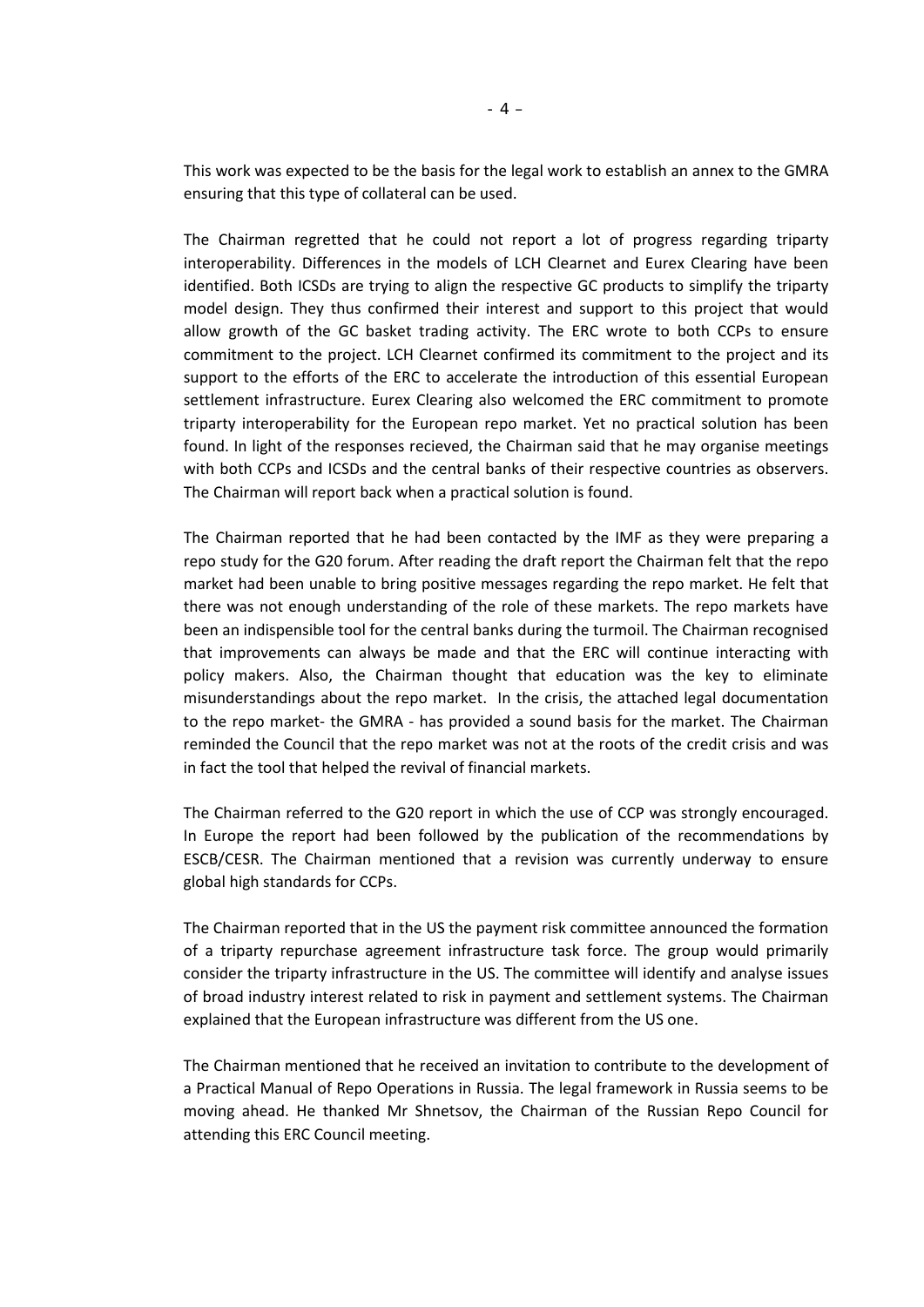This work was expected to be the basis for the legal work to establish an annex to the GMRA ensuring that this type of collateral can be used.

The Chairman regretted that he could not report a lot of progress regarding triparty interoperability. Differences in the models of LCH Clearnet and Eurex Clearing have been identified. Both ICSDs are trying to align the respective GC products to simplify the triparty model design. They thus confirmed their interest and support to this project that would allow growth of the GC basket trading activity. The ERC wrote to both CCPs to ensure commitment to the project. LCH Clearnet confirmed its commitment to the project and its support to the efforts of the ERC to accelerate the introduction of this essential European settlement infrastructure. Eurex Clearing also welcomed the ERC commitment to promote triparty interoperability for the European repo market. Yet no practical solution has been found. In light of the responses recieved, the Chairman said that he may organise meetings with both CCPs and ICSDs and the central banks of their respective countries as observers. The Chairman will report back when a practical solution is found.

The Chairman reported that he had been contacted by the IMF as they were preparing a repo study for the G20 forum. After reading the draft report the Chairman felt that the repo market had been unable to bring positive messages regarding the repo market. He felt that there was not enough understanding of the role of these markets. The repo markets have been an indispensible tool for the central banks during the turmoil. The Chairman recognised that improvements can always be made and that the ERC will continue interacting with policy makers. Also, the Chairman thought that education was the key to eliminate misunderstandings about the repo market. In the crisis, the attached legal documentation to the repo market- the GMRA - has provided a sound basis for the market. The Chairman reminded the Council that the repo market was not at the roots of the credit crisis and was in fact the tool that helped the revival of financial markets.

The Chairman referred to the G20 report in which the use of CCP was strongly encouraged. In Europe the report had been followed by the publication of the recommendations by ESCB/CESR. The Chairman mentioned that a revision was currently underway to ensure global high standards for CCPs.

The Chairman reported that in the US the payment risk committee announced the formation of a triparty repurchase agreement infrastructure task force. The group would primarily consider the triparty infrastructure in the US. The committee will identify and analyse issues of broad industry interest related to risk in payment and settlement systems. The Chairman explained that the European infrastructure was different from the US one.

The Chairman mentioned that he received an invitation to contribute to the development of a Practical Manual of Repo Operations in Russia. The legal framework in Russia seems to be moving ahead. He thanked Mr Shnetsov, the Chairman of the Russian Repo Council for attending this ERC Council meeting.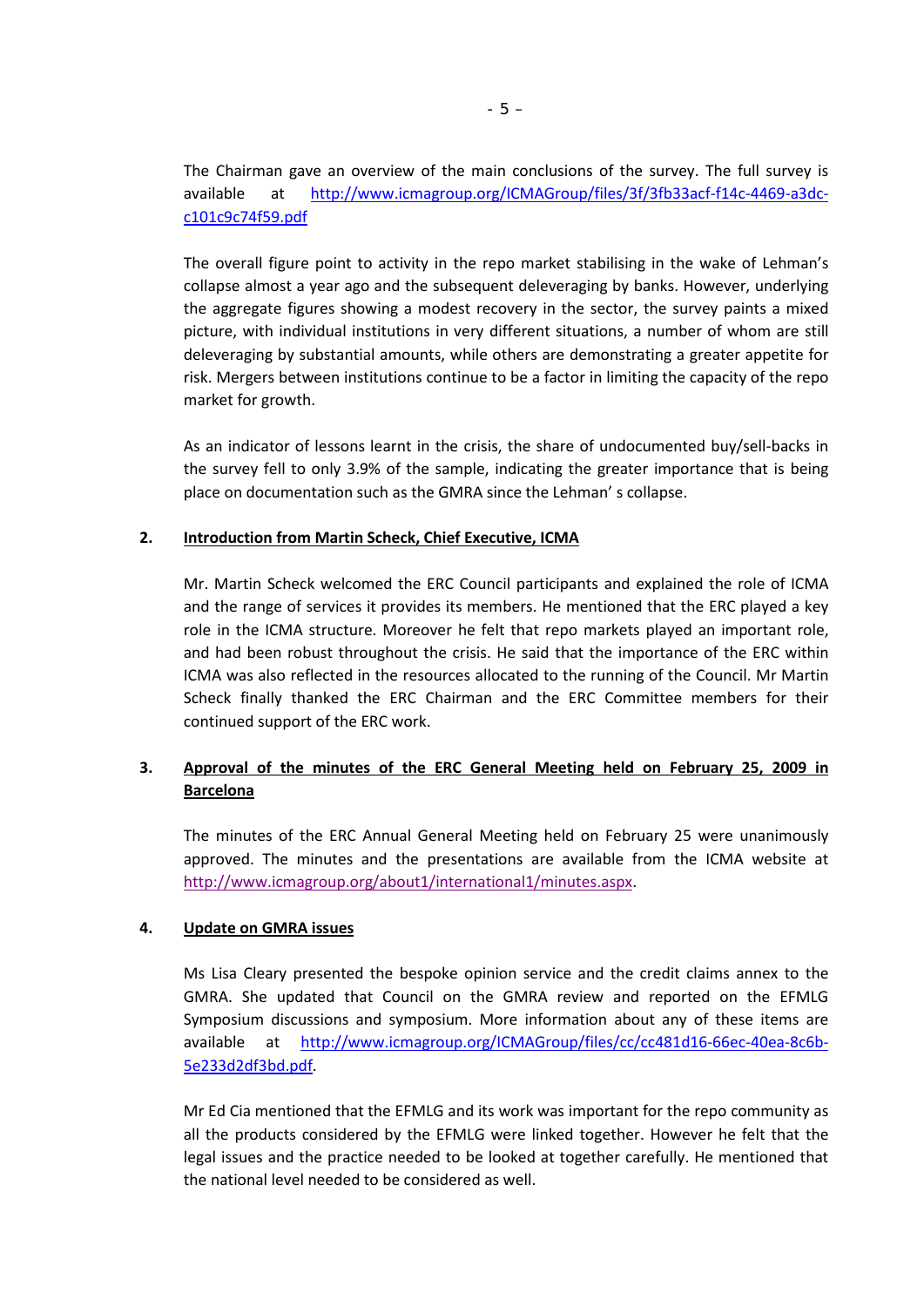The Chairman gave an overview of the main conclusions of the survey. The full survey is available at http://www.icmagroup.org/ICMAGroup/files/3f/3fb33acf-f14c-4469-a3dc-c101c9c74f59.pdf

The overall figure point to activity in the repo market stabilising in the wake of Lehman's collapse almost a year ago and the subsequent deleveraging by banks. However, underlying the aggregate figures showing a modest recovery in the sector, the survey paints a mixed picture, with individual institutions in very different situations, a number of whom are still deleveraging by substantial amounts, while others are demonstrating a greater appetite for risk. Mergers between institutions continue to be a factor in limiting the capacity of the repo market for growth.

As an indicator of lessons learnt in the crisis, the share of undocumented buy/sell-backs in the survey fell to only 3.9% of the sample, indicating the greater importance that is being place on documentation such as the GMRA since the Lehman' s collapse.

**2. Introduction from Martin Scheck, Chief Executive, ICMA**

Mr. Martin Scheck welcomed the ERC Council participants and explained the role of ICMA and the range of services it provides its members. He mentioned that the ERC played a key role in the ICMA structure. Moreover he felt that repo markets played an important role, and had been robust throughout the crisis. He said that the importance of the ERC within ICMA was also reflected in the resources allocated to the running of the Council. Mr Martin Scheck finally thanked the ERC Chairman and the ERC Committee members for their continued support of the ERC work.

**3. Approval of the minutes of the ERC General Meeting held on February 25, 2009 in Barcelona**

The minutes of the ERC Annual General Meeting held on February 25 were unanimously approved. The minutes and the presentations are available from the ICMA website at http://www.icmagroup.org/about1/international1/minutes.aspx.

**4. Update on GMRA issues**

Ms Lisa Cleary presented the bespoke opinion service and the credit claims annex to the GMRA. She updated that Council on the GMRA review and reported on the EFMLG Symposium discussions and symposium. More information about any of these items are available at http://www.icmagroup.org/ICMAGroup/files/cc/cc481d16-66ec-40ea-8c6b-5e233d2df3bd.pdf.

Mr Ed Cia mentioned that the EFMLG and its work was important for the repo community as all the products considered by the EFMLG were linked together. However he felt that the legal issues and the practice needed to be looked at together carefully. He mentioned that the national level needed to be considered as well.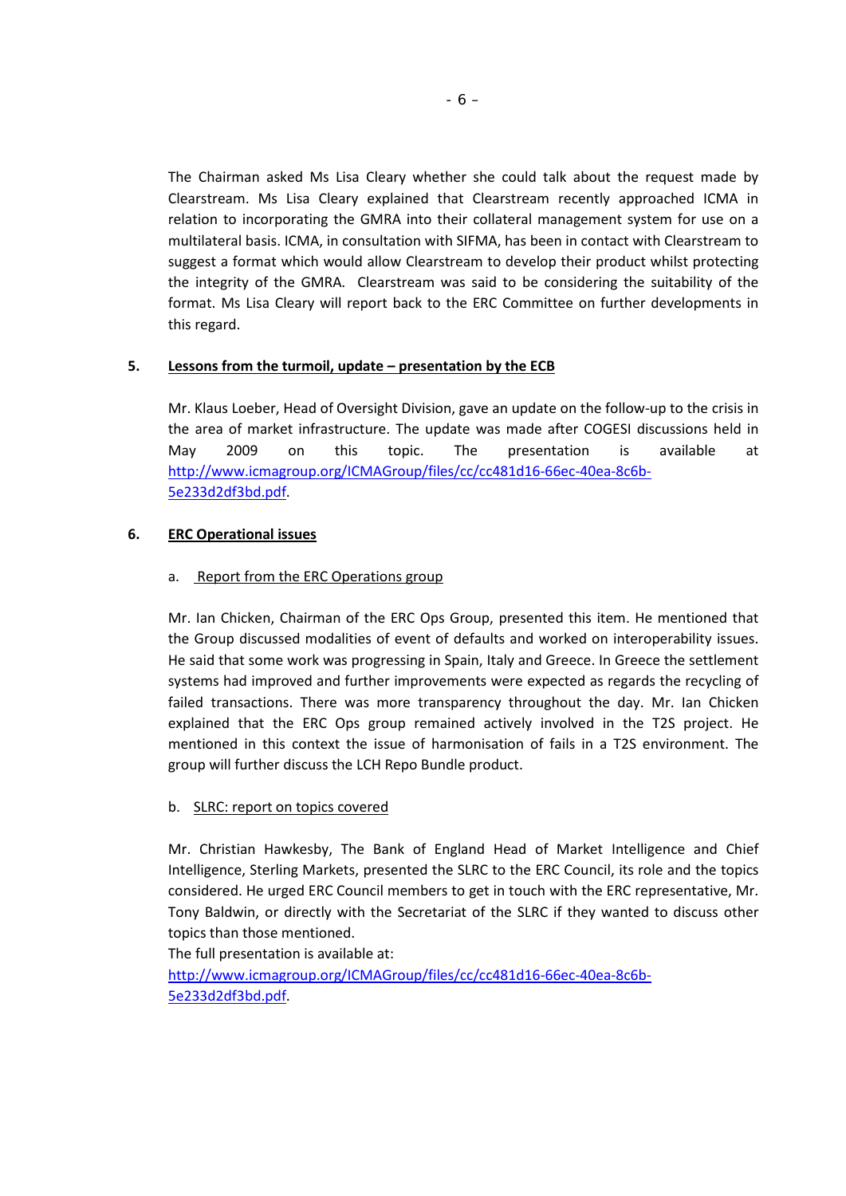The Chairman asked Ms Lisa Cleary whether she could talk about the request made by Clearstream. Ms Lisa Cleary explained that Clearstream recently approached ICMA in relation to incorporating the GMRA into their collateral management system for use on a multilateral basis. ICMA, in consultation with SIFMA, has been in contact with Clearstream to suggest a format which would allow Clearstream to develop their product whilst protecting the integrity of the GMRA. Clearstream was said to be considering the suitability of the format. Ms Lisa Cleary will report back to the ERC Committee on further developments in this regard.

## 5. Lessons from the turmoil, update – presentation by the ECB

Mr. Klaus Loeber, Head of Oversight Division, gave an update on the follow-up to the crisis in the area of market infrastructure. The update was made after COGESI discussions held in May 2009 on this topic. The presentation is available at http://www.icmagroup.org/ICMAGroup/files/cc/cc481d16-66ec-40ea-8c6b-5e233d2df3bd.pdf.

## 6. ERC Operational issues

### a. Report from the ERC Operations group

Mr. Ian Chicken, Chairman of the ERC Ops Group, presented this item. He mentioned that the Group discussed modalities of event of defaults and worked on interoperability issues. He said that some work was progressing in Spain, Italy and Greece. In Greece the settlement systems had improved and further improvements were expected as regards the recycling of failed transactions. There was more transparency throughout the day. Mr. Ian Chicken explained that the ERC Ops group remained actively involved in the T2S project. He mentioned in this context the issue of harmonisation of fails in a T2S environment. The group will further discuss the LCH Repo Bundle product.

### b. SLRC: report on topics covered

Mr. Christian Hawkesby, The Bank of England Head of Market Intelligence and Chief Intelligence, Sterling Markets, presented the SLRC to the ERC Council, its role and the topics considered. He urged ERC Council members to get in touch with the ERC representative, Mr. Tony Baldwin, or directly with the Secretariat of the SLRC if they wanted to discuss other topics than those mentioned.

The full presentation is available at:
http://www.icmagroup.org/ICMAGroup/files/cc/cc481d16-66ec-40ea-8c6b-5e233d2df3bd.pdf.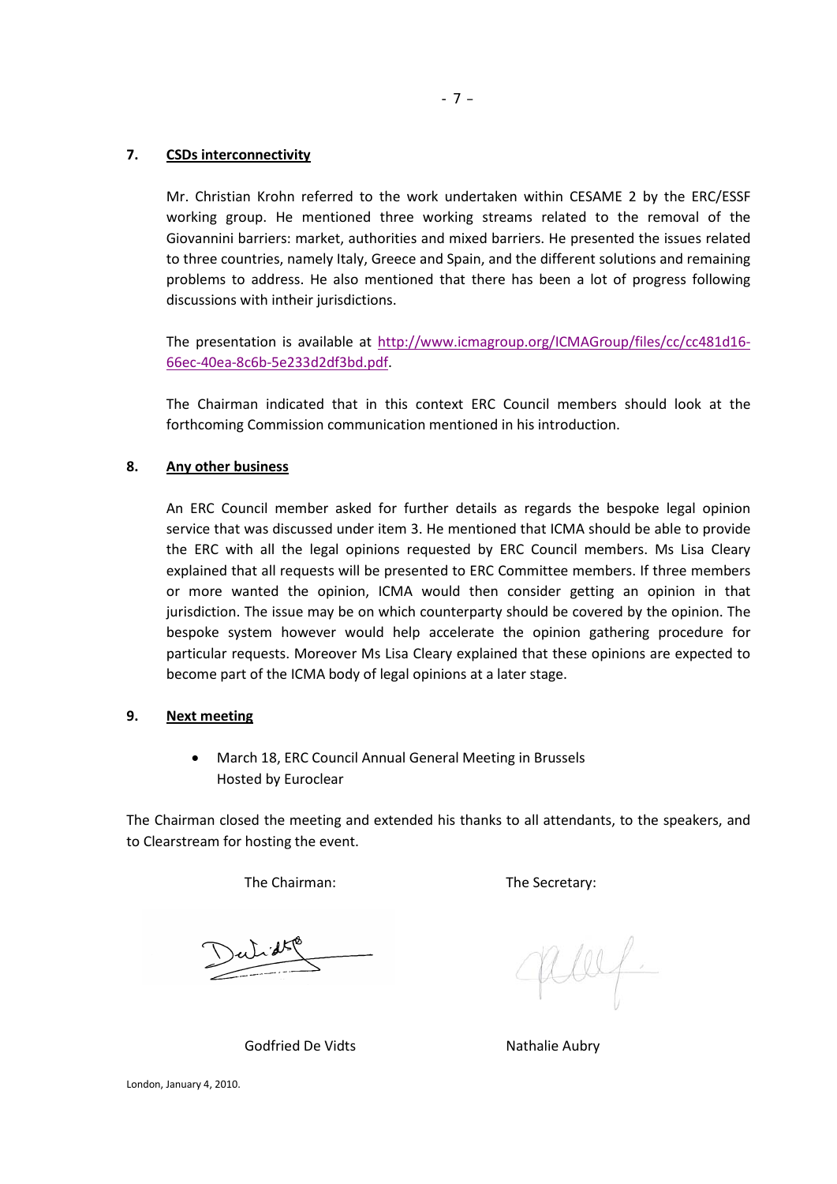## 7. CSDs interconnectivity

Mr. Christian Krohn referred to the work undertaken within CESAME 2 by the ERC/ESSF working group. He mentioned three working streams related to the removal of the Giovannini barriers: market, authorities and mixed barriers. He presented the issues related to three countries, namely Italy, Greece and Spain, and the different solutions and remaining problems to address. He also mentioned that there has been a lot of progress following discussions with intheir jurisdictions.

The presentation is available at http://www.icmagroup.org/ICMAGroup/files/cc/cc481d16-66ec-40ea-8c6b-5e233d2df3bd.pdf.

The Chairman indicated that in this context ERC Council members should look at the forthcoming Commission communication mentioned in his introduction.

## 8. Any other business

An ERC Council member asked for further details as regards the bespoke legal opinion service that was discussed under item 3. He mentioned that ICMA should be able to provide the ERC with all the legal opinions requested by ERC Council members. Ms Lisa Cleary explained that all requests will be presented to ERC Committee members. If three members or more wanted the opinion, ICMA would then consider getting an opinion in that jurisdiction. The issue may be on which counterparty should be covered by the opinion. The bespoke system however would help accelerate the opinion gathering procedure for particular requests. Moreover Ms Lisa Cleary explained that these opinions are expected to become part of the ICMA body of legal opinions at a later stage.

## 9. Next meeting

- March 18, ERC Council Annual General Meeting in Brussels
  Hosted by Euroclear

The Chairman closed the meeting and extended his thanks to all attendants, to the speakers, and to Clearstream for hosting the event.

| The Chairman: | The Secretary: |
| --- | --- |
| Godfried De Vidts | Nathalie Aubry |

London, January 4, 2010.